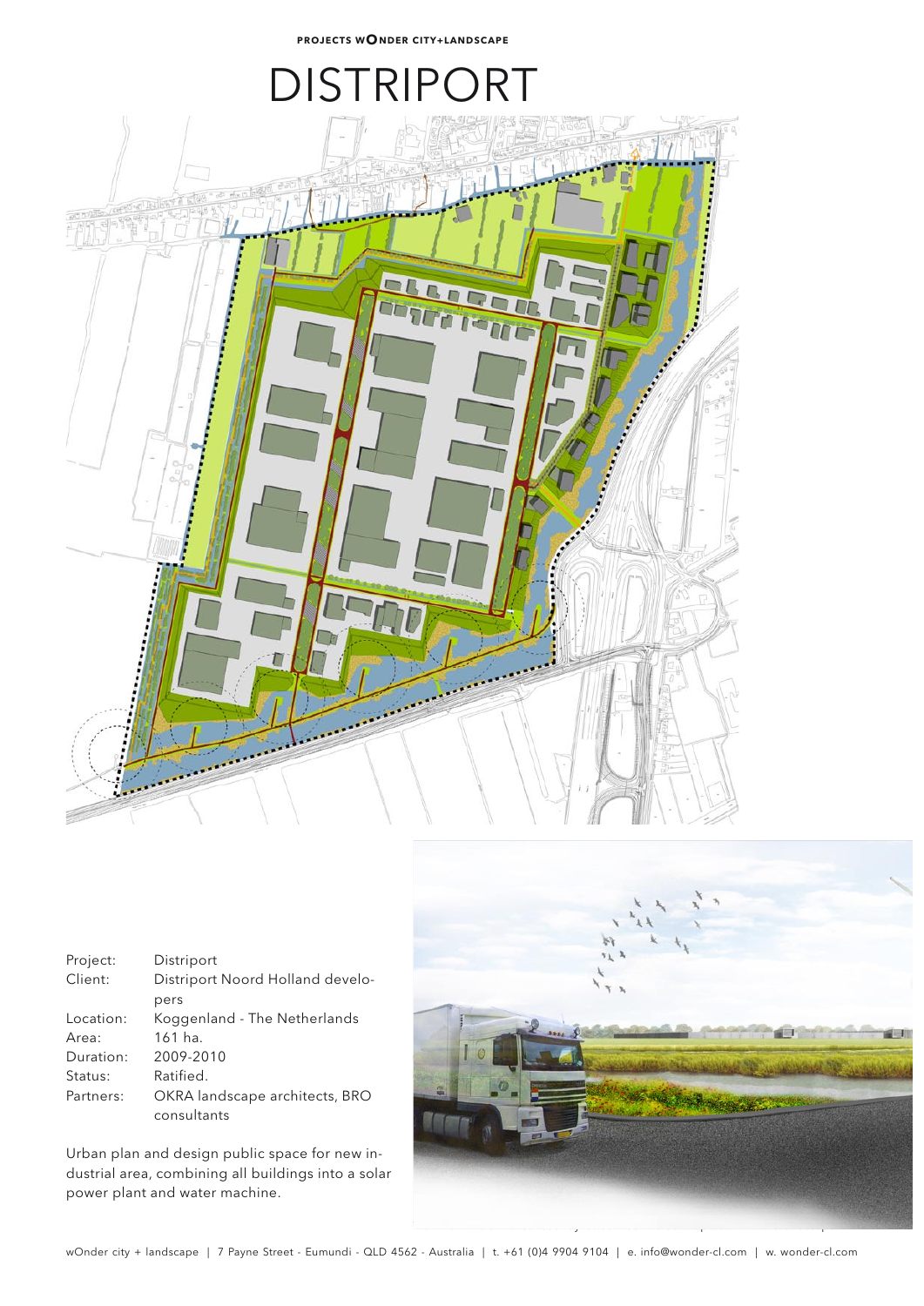# DISTRIPORT

| Project: | Distriport |
|---|---|
| Client: | Distriport Noord Holland developers |
| Location: | Koggenland - The Netherlands |
| Area: | 161 ha. |
| Duration: | 2009-2010 |
| Status: | Ratified. |
| Partners: | OKRA landscape architects, BRO consultants |

Urban plan and design public space for new industrial area, combining all buildings into a solar power plant and water machine.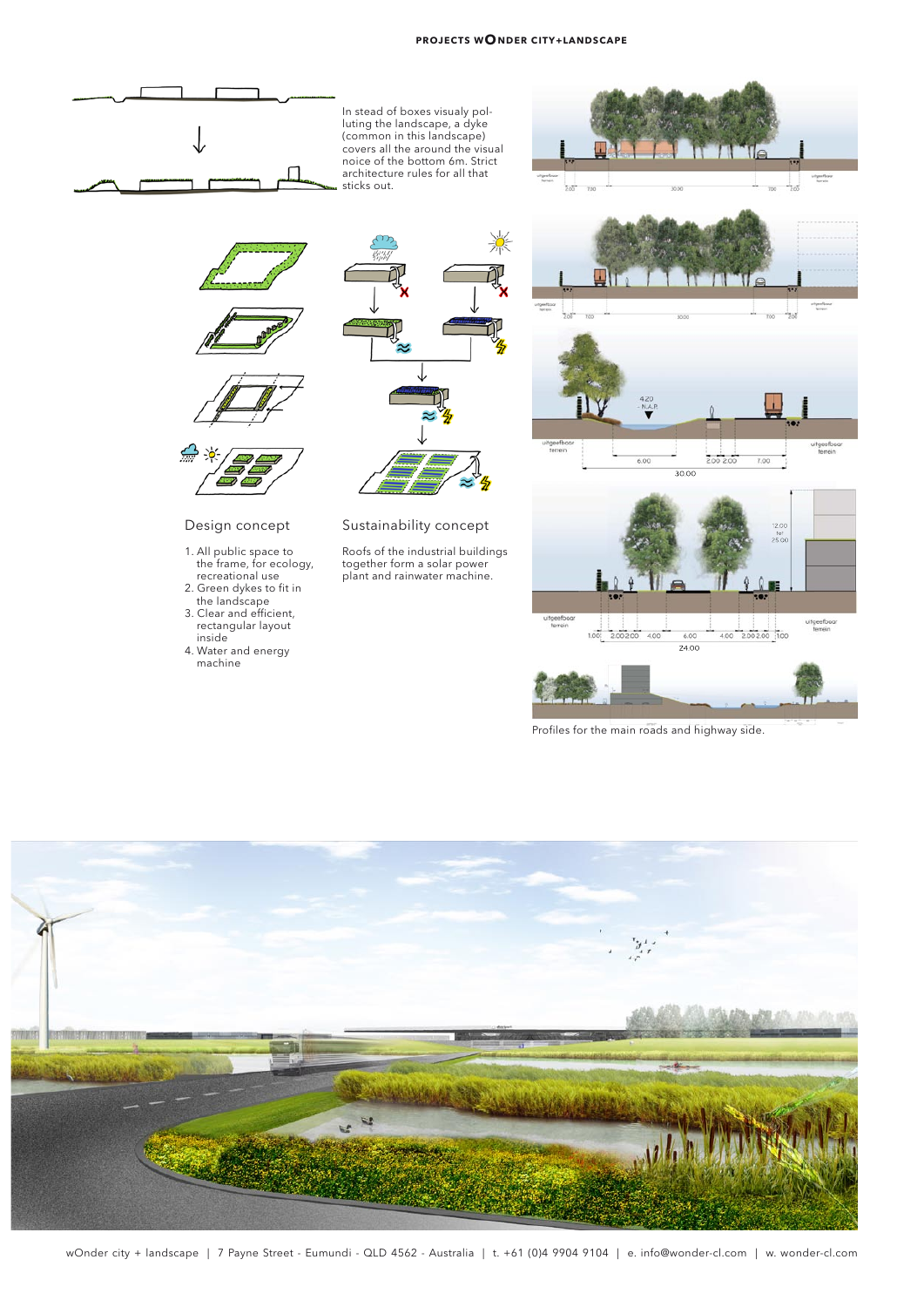In stead of boxes visualy polluting the landscape, a dyke (common in this landscape) covers all the around the visual noice of the bottom 6m. Strict architecture rules for all that sticks out.

## Design concept

1. All public space to the frame, for ecology, recreational use
2. Green dykes to fit in the landscape
3. Clear and efficient, rectangular layout inside
4. Water and energy machine

## Sustainability concept

Roofs of the industrial buildings together form a solar power plant and rainwater machine.

Profiles for the main roads and highway side.

wOnder city + landscape | 7 Payne Street - Eumundi - QLD 4562 - Australia | t. +61 (0)4 9904 9104 | e. info@wonder-cl.com | w. wonder-cl.com